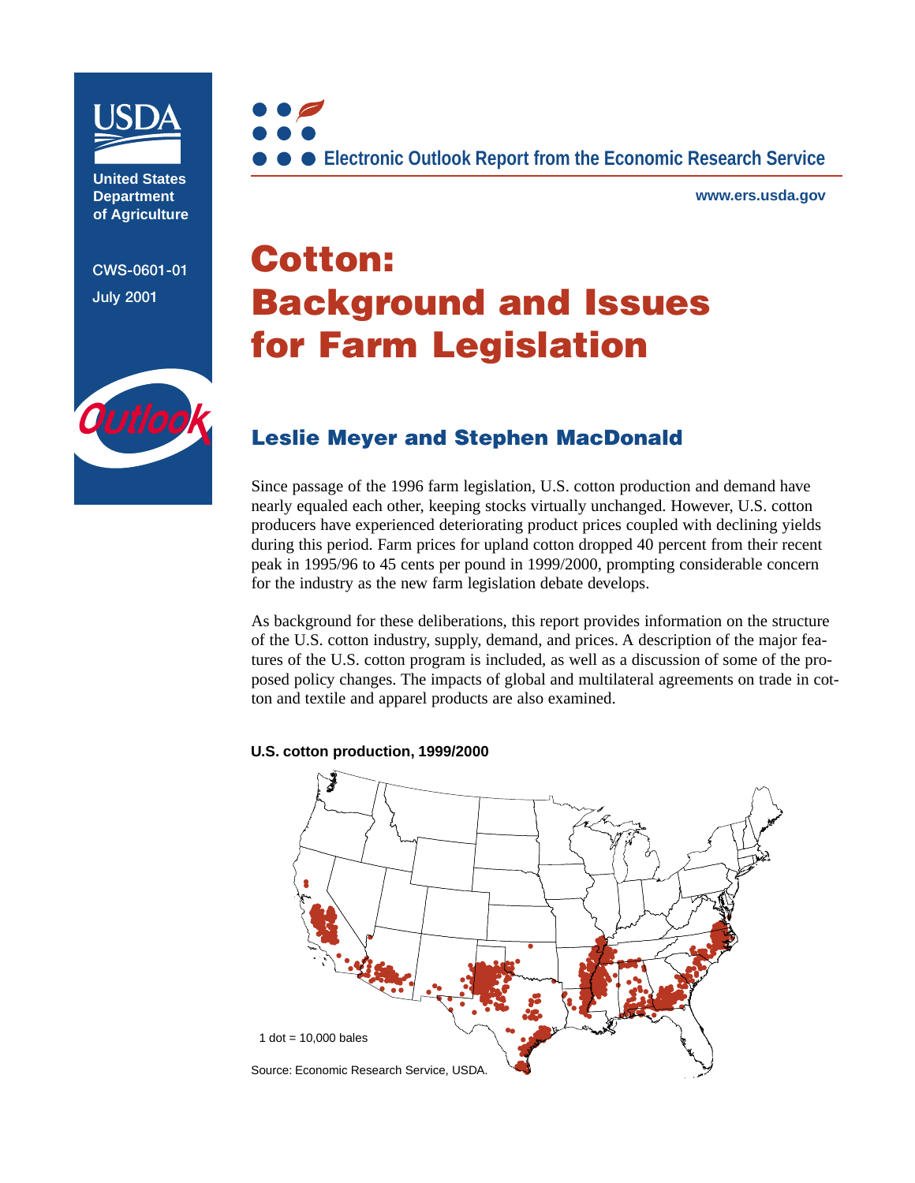United States Department of Agriculture

CWS-0601-01

July 2001

Electronic Outlook Report from the Economic Research Service

www.ers.usda.gov

# Cotton: Background and Issues for Farm Legislation

## Leslie Meyer and Stephen MacDonald

Since passage of the 1996 farm legislation, U.S. cotton production and demand have nearly equaled each other, keeping stocks virtually unchanged. However, U.S. cotton producers have experienced deteriorating product prices coupled with declining yields during this period. Farm prices for upland cotton dropped 40 percent from their recent peak in 1995/96 to 45 cents per pound in 1999/2000, prompting considerable concern for the industry as the new farm legislation debate develops.

As background for these deliberations, this report provides information on the structure of the U.S. cotton industry, supply, demand, and prices. A description of the major features of the U.S. cotton program is included, as well as a discussion of some of the proposed policy changes. The impacts of global and multilateral agreements on trade in cotton and textile and apparel products are also examined.

**U.S. cotton production, 1999/2000**

1 dot = 10,000 bales

Source: Economic Research Service, USDA.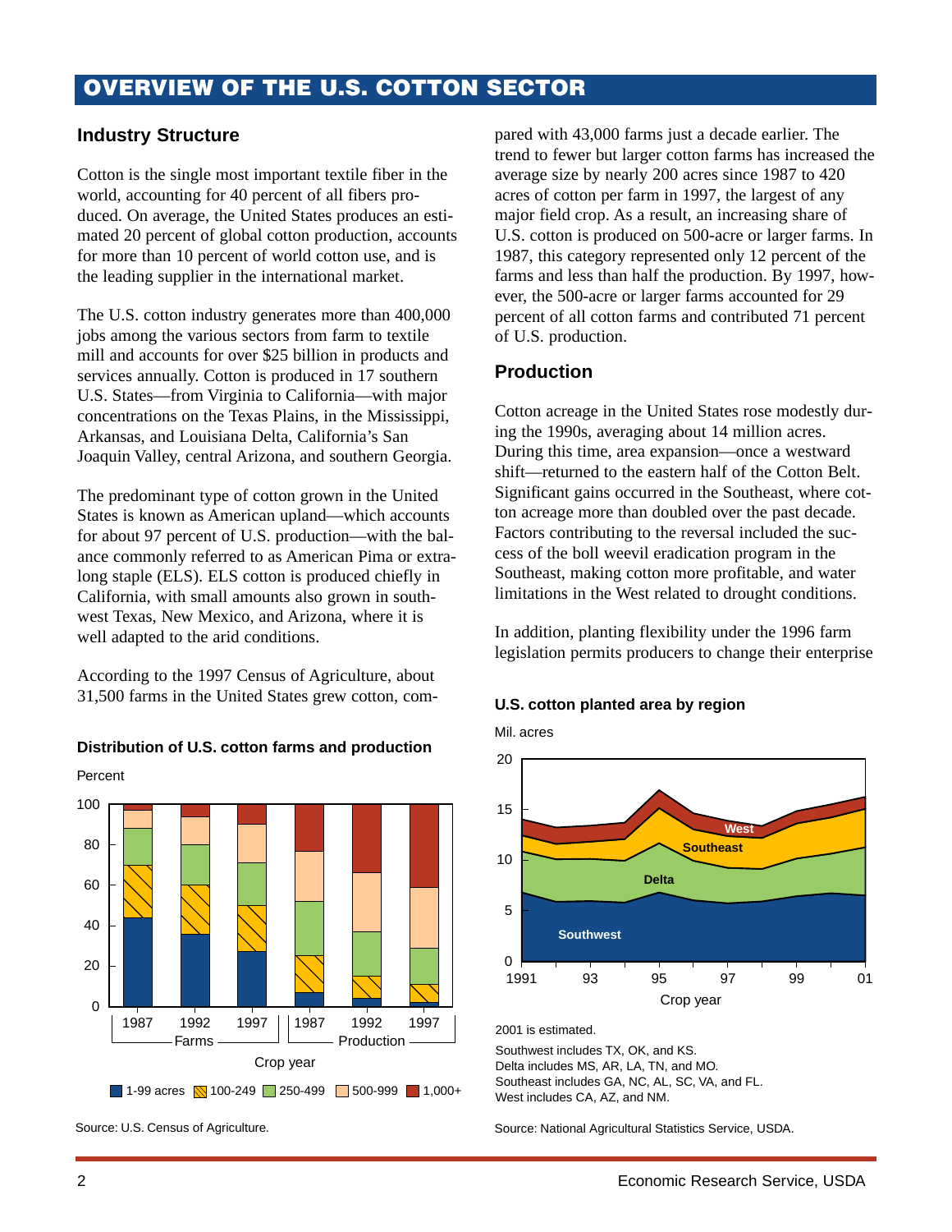# OVERVIEW OF THE U.S. COTTON SECTOR

## Industry Structure

Cotton is the single most important textile fiber in the world, accounting for 40 percent of all fibers produced. On average, the United States produces an estimated 20 percent of global cotton production, accounts for more than 10 percent of world cotton use, and is the leading supplier in the international market.

The U.S. cotton industry generates more than 400,000 jobs among the various sectors from farm to textile mill and accounts for over $25 billion in products and services annually. Cotton is produced in 17 southern U.S. States—from Virginia to California—with major concentrations on the Texas Plains, in the Mississippi, Arkansas, and Louisiana Delta, California's San Joaquin Valley, central Arizona, and southern Georgia.

The predominant type of cotton grown in the United States is known as American upland—which accounts for about 97 percent of U.S. production—with the balance commonly referred to as American Pima or extra-long staple (ELS). ELS cotton is produced chiefly in California, with small amounts also grown in southwest Texas, New Mexico, and Arizona, where it is well adapted to the arid conditions.

According to the 1997 Census of Agriculture, about 31,500 farms in the United States grew cotton, compared with 43,000 farms just a decade earlier. The trend to fewer but larger cotton farms has increased the average size by nearly 200 acres since 1987 to 420 acres of cotton per farm in 1997, the largest of any major field crop. As a result, an increasing share of U.S. cotton is produced on 500-acre or larger farms. In 1987, this category represented only 12 percent of the farms and less than half the production. By 1997, however, the 500-acre or larger farms accounted for 29 percent of all cotton farms and contributed 71 percent of U.S. production.

**Distribution of U.S. cotton farms and production**

Percent

Legend: 1-99 acres, 100-249, 250-499, 500-999, 1,000+

Crop year: Farms (1987, 1992, 1997); Production (1987, 1992, 1997)

Source: U.S. Census of Agriculture.

## Production

Cotton acreage in the United States rose modestly during the 1990s, averaging about 14 million acres. During this time, area expansion—once a westward shift—returned to the eastern half of the Cotton Belt. Significant gains occurred in the Southeast, where cotton acreage more than doubled over the past decade. Factors contributing to the reversal included the success of the boll weevil eradication program in the Southeast, making cotton more profitable, and water limitations in the West related to drought conditions.

In addition, planting flexibility under the 1996 farm legislation permits producers to change their enterprise

**U.S. cotton planted area by region**

Mil. acres

Regions: Southwest, Delta, Southeast, West

Crop year: 1991–2001

2001 is estimated.

Southwest includes TX, OK, and KS.
Delta includes MS, AR, LA, TN, and MO.
Southeast includes GA, NC, AL, SC, VA, and FL.
West includes CA, AZ, and NM.

Source: National Agricultural Statistics Service, USDA.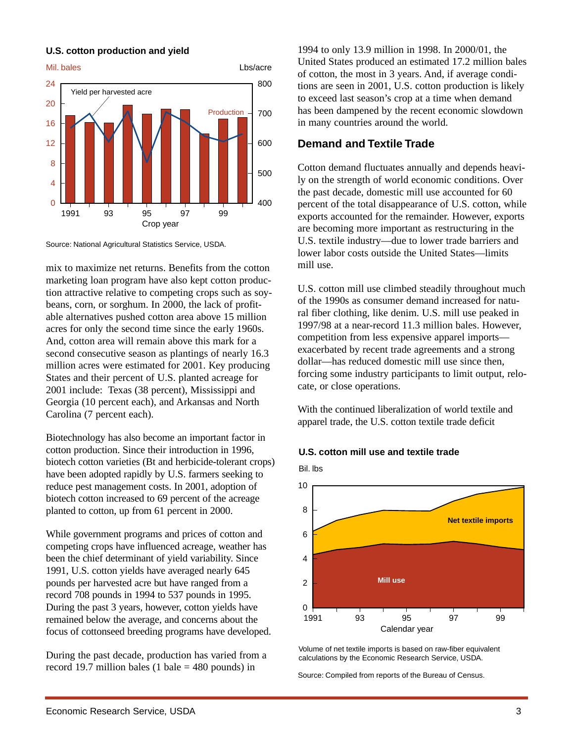**U.S. cotton production and yield**

Source: National Agricultural Statistics Service, USDA.

mix to maximize net returns. Benefits from the cotton marketing loan program have also kept cotton production attractive relative to competing crops such as soybeans, corn, or sorghum. In 2000, the lack of profitable alternatives pushed cotton area above 15 million acres for only the second time since the early 1960s. And, cotton area will remain above this mark for a second consecutive season as plantings of nearly 16.3 million acres were estimated for 2001. Key producing States and their percent of U.S. planted acreage for 2001 include: Texas (38 percent), Mississippi and Georgia (10 percent each), and Arkansas and North Carolina (7 percent each).

Biotechnology has also become an important factor in cotton production. Since their introduction in 1996, biotech cotton varieties (Bt and herbicide-tolerant crops) have been adopted rapidly by U.S. farmers seeking to reduce pest management costs. In 2001, adoption of biotech cotton increased to 69 percent of the acreage planted to cotton, up from 61 percent in 2000.

While government programs and prices of cotton and competing crops have influenced acreage, weather has been the chief determinant of yield variability. Since 1991, U.S. cotton yields have averaged nearly 645 pounds per harvested acre but have ranged from a record 708 pounds in 1994 to 537 pounds in 1995. During the past 3 years, however, cotton yields have remained below the average, and concerns about the focus of cottonseed breeding programs have developed.

During the past decade, production has varied from a record 19.7 million bales (1 bale = 480 pounds) in 1994 to only 13.9 million in 1998. In 2000/01, the United States produced an estimated 17.2 million bales of cotton, the most in 3 years. And, if average conditions are seen in 2001, U.S. cotton production is likely to exceed last season's crop at a time when demand has been dampened by the recent economic slowdown in many countries around the world.

## Demand and Textile Trade

Cotton demand fluctuates annually and depends heavily on the strength of world economic conditions. Over the past decade, domestic mill use accounted for 60 percent of the total disappearance of U.S. cotton, while exports accounted for the remainder. However, exports are becoming more important as restructuring in the U.S. textile industry—due to lower trade barriers and lower labor costs outside the United States—limits mill use.

U.S. cotton mill use climbed steadily throughout much of the 1990s as consumer demand increased for natural fiber clothing, like denim. U.S. mill use peaked in 1997/98 at a near-record 11.3 million bales. However, competition from less expensive apparel imports—exacerbated by recent trade agreements and a strong dollar—has reduced domestic mill use since then, forcing some industry participants to limit output, relocate, or close operations.

With the continued liberalization of world textile and apparel trade, the U.S. cotton textile trade deficit

**U.S. cotton mill use and textile trade**

Volume of net textile imports is based on raw-fiber equivalent calculations by the Economic Research Service, USDA.

Source: Compiled from reports of the Bureau of Census.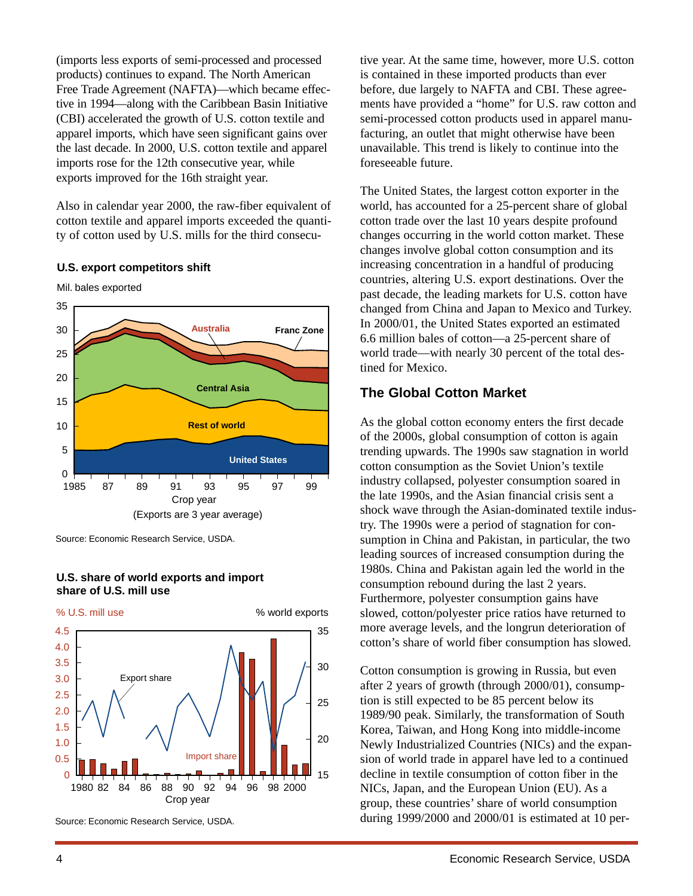(imports less exports of semi-processed and processed products) continues to expand. The North American Free Trade Agreement (NAFTA)—which became effective in 1994—along with the Caribbean Basin Initiative (CBI) accelerated the growth of U.S. cotton textile and apparel imports, which have seen significant gains over the last decade. In 2000, U.S. cotton textile and apparel imports rose for the 12th consecutive year, while exports improved for the 16th straight year.

Also in calendar year 2000, the raw-fiber equivalent of cotton textile and apparel imports exceeded the quantity of cotton used by U.S. mills for the third consecutive year. At the same time, however, more U.S. cotton is contained in these imported products than ever before, due largely to NAFTA and CBI. These agreements have provided a "home" for U.S. raw cotton and semi-processed cotton products used in apparel manufacturing, an outlet that might otherwise have been unavailable. This trend is likely to continue into the foreseeable future.

**U.S. export competitors shift**

Mil. bales exported

Crop year

(Exports are 3 year average)

Source: Economic Research Service, USDA.

**U.S. share of world exports and import share of U.S. mill use**

% U.S. mill use — % world exports

Crop year

Source: Economic Research Service, USDA.

The United States, the largest cotton exporter in the world, has accounted for a 25-percent share of global cotton trade over the last 10 years despite profound changes occurring in the world cotton market. These changes involve global cotton consumption and its increasing concentration in a handful of producing countries, altering U.S. export destinations. Over the past decade, the leading markets for U.S. cotton have changed from China and Japan to Mexico and Turkey. In 2000/01, the United States exported an estimated 6.6 million bales of cotton—a 25-percent share of world trade—with nearly 30 percent of the total destined for Mexico.

## The Global Cotton Market

As the global cotton economy enters the first decade of the 2000s, global consumption of cotton is again trending upwards. The 1990s saw stagnation in world cotton consumption as the Soviet Union's textile industry collapsed, polyester consumption soared in the late 1990s, and the Asian financial crisis sent a shock wave through the Asian-dominated textile industry. The 1990s were a period of stagnation for consumption in China and Pakistan, in particular, the two leading sources of increased consumption during the 1980s. China and Pakistan again led the world in the consumption rebound during the last 2 years. Furthermore, polyester consumption gains have slowed, cotton/polyester price ratios have returned to more average levels, and the longrun deterioration of cotton's share of world fiber consumption has slowed.

Cotton consumption is growing in Russia, but even after 2 years of growth (through 2000/01), consumption is still expected to be 85 percent below its 1989/90 peak. Similarly, the transformation of South Korea, Taiwan, and Hong Kong into middle-income Newly Industrialized Countries (NICs) and the expansion of world trade in apparel have led to a continued decline in textile consumption of cotton fiber in the NICs, Japan, and the European Union (EU). As a group, these countries' share of world consumption during 1999/2000 and 2000/01 is estimated at 10 per-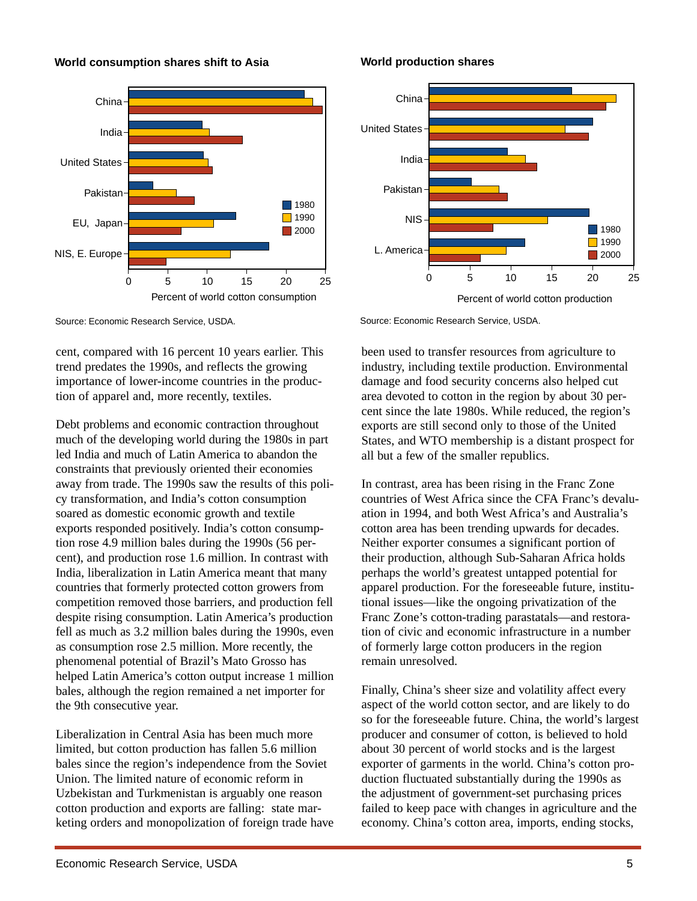**World consumption shares shift to Asia**

Source: Economic Research Service, USDA.

**World production shares**

Source: Economic Research Service, USDA.

cent, compared with 16 percent 10 years earlier. This trend predates the 1990s, and reflects the growing importance of lower-income countries in the production of apparel and, more recently, textiles.

Debt problems and economic contraction throughout much of the developing world during the 1980s in part led India and much of Latin America to abandon the constraints that previously oriented their economies away from trade. The 1990s saw the results of this policy transformation, and India's cotton consumption soared as domestic economic growth and textile exports responded positively. India's cotton consumption rose 4.9 million bales during the 1990s (56 percent), and production rose 1.6 million. In contrast with India, liberalization in Latin America meant that many countries that formerly protected cotton growers from competition removed those barriers, and production fell despite rising consumption. Latin America's production fell as much as 3.2 million bales during the 1990s, even as consumption rose 2.5 million. More recently, the phenomenal potential of Brazil's Mato Grosso has helped Latin America's cotton output increase 1 million bales, although the region remained a net importer for the 9th consecutive year.

Liberalization in Central Asia has been much more limited, but cotton production has fallen 5.6 million bales since the region's independence from the Soviet Union. The limited nature of economic reform in Uzbekistan and Turkmenistan is arguably one reason cotton production and exports are falling: state marketing orders and monopolization of foreign trade have been used to transfer resources from agriculture to industry, including textile production. Environmental damage and food security concerns also helped cut area devoted to cotton in the region by about 30 percent since the late 1980s. While reduced, the region's exports are still second only to those of the United States, and WTO membership is a distant prospect for all but a few of the smaller republics.

In contrast, area has been rising in the Franc Zone countries of West Africa since the CFA Franc's devaluation in 1994, and both West Africa's and Australia's cotton area has been trending upwards for decades. Neither exporter consumes a significant portion of their production, although Sub-Saharan Africa holds perhaps the world's greatest untapped potential for apparel production. For the foreseeable future, institutional issues—like the ongoing privatization of the Franc Zone's cotton-trading parastatals—and restoration of civic and economic infrastructure in a number of formerly large cotton producers in the region remain unresolved.

Finally, China's sheer size and volatility affect every aspect of the world cotton sector, and are likely to do so for the foreseeable future. China, the world's largest producer and consumer of cotton, is believed to hold about 30 percent of world stocks and is the largest exporter of garments in the world. China's cotton production fluctuated substantially during the 1990s as the adjustment of government-set purchasing prices failed to keep pace with changes in agriculture and the economy. China's cotton area, imports, ending stocks,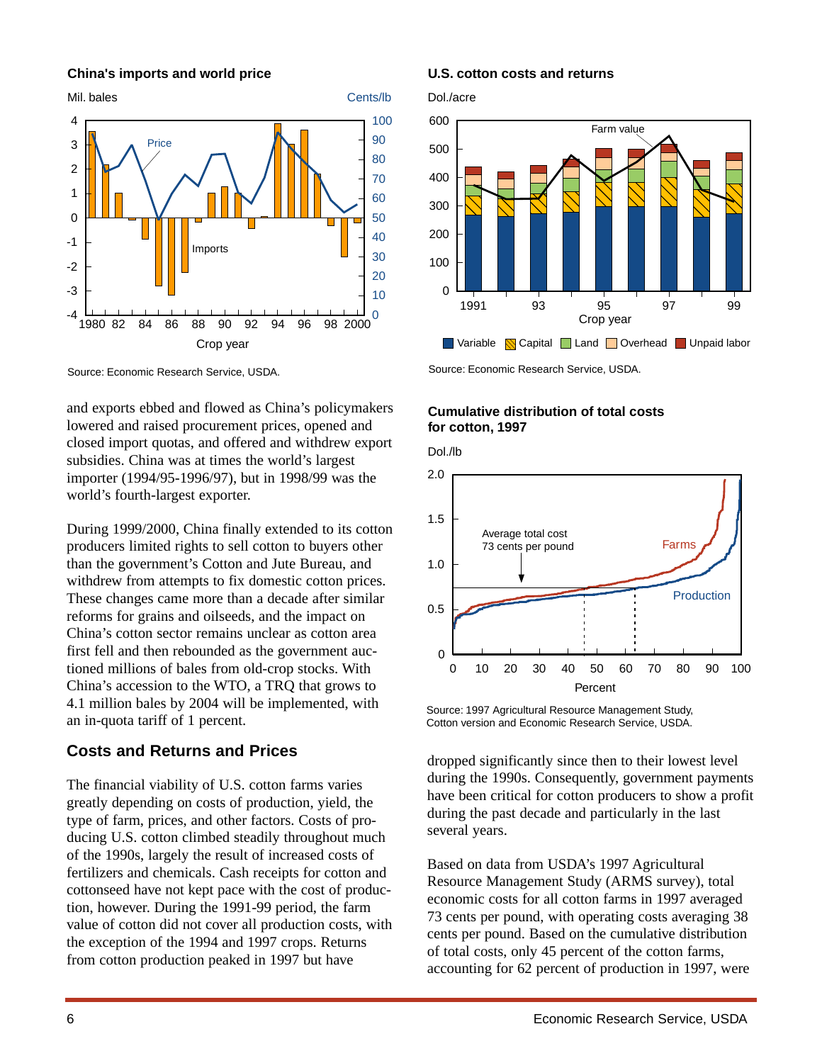**China's imports and world price**

Source: Economic Research Service, USDA.

**U.S. cotton costs and returns**

Source: Economic Research Service, USDA.

**Cumulative distribution of total costs for cotton, 1997**

Source: 1997 Agricultural Resource Management Study, Cotton version and Economic Research Service, USDA.

and exports ebbed and flowed as China's policymakers lowered and raised procurement prices, opened and closed import quotas, and offered and withdrew export subsidies. China was at times the world's largest importer (1994/95-1996/97), but in 1998/99 was the world's fourth-largest exporter.

During 1999/2000, China finally extended to its cotton producers limited rights to sell cotton to buyers other than the government's Cotton and Jute Bureau, and withdrew from attempts to fix domestic cotton prices. These changes came more than a decade after similar reforms for grains and oilseeds, and the impact on China's cotton sector remains unclear as cotton area first fell and then rebounded as the government auctioned millions of bales from old-crop stocks. With China's accession to the WTO, a TRQ that grows to 4.1 million bales by 2004 will be implemented, with an in-quota tariff of 1 percent.

## Costs and Returns and Prices

The financial viability of U.S. cotton farms varies greatly depending on costs of production, yield, the type of farm, prices, and other factors. Costs of producing U.S. cotton climbed steadily throughout much of the 1990s, largely the result of increased costs of fertilizers and chemicals. Cash receipts for cotton and cottonseed have not kept pace with the cost of production, however. During the 1991-99 period, the farm value of cotton did not cover all production costs, with the exception of the 1994 and 1997 crops. Returns from cotton production peaked in 1997 but have dropped significantly since then to their lowest level during the 1990s. Consequently, government payments have been critical for cotton producers to show a profit during the past decade and particularly in the last several years.

Based on data from USDA's 1997 Agricultural Resource Management Study (ARMS survey), total economic costs for all cotton farms in 1997 averaged 73 cents per pound, with operating costs averaging 38 cents per pound. Based on the cumulative distribution of total costs, only 45 percent of the cotton farms, accounting for 62 percent of production in 1997, were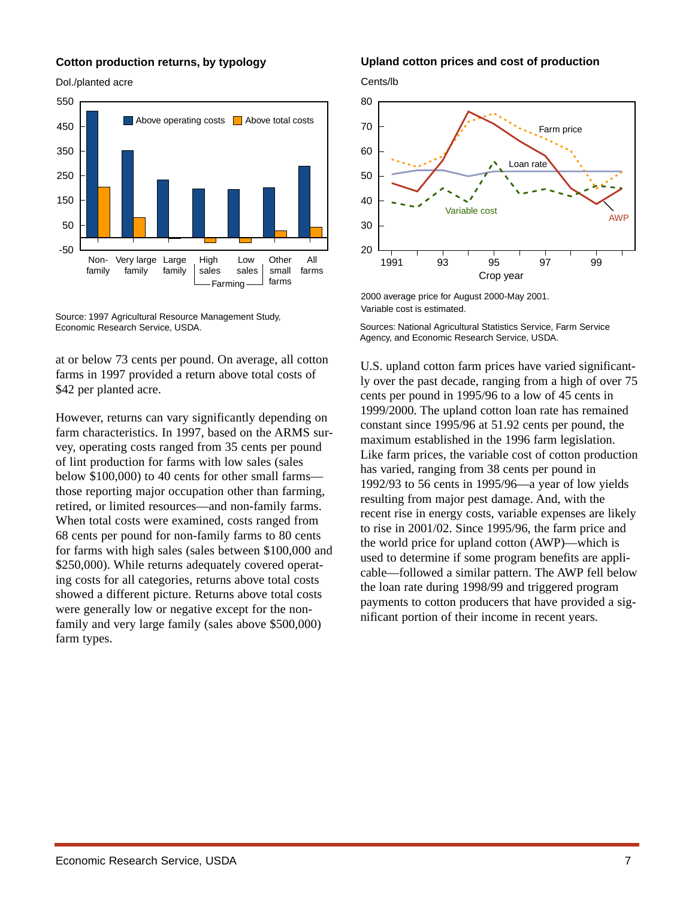**Cotton production returns, by typology**

Dol./planted acre

Source: 1997 Agricultural Resource Management Study, Economic Research Service, USDA.

at or below 73 cents per pound. On average, all cotton farms in 1997 provided a return above total costs of $42 per planted acre.

However, returns can vary significantly depending on farm characteristics. In 1997, based on the ARMS survey, operating costs ranged from 35 cents per pound of lint production for farms with low sales (sales below $100,000) to 40 cents for other small farms—those reporting major occupation other than farming, retired, or limited resources—and non-family farms. When total costs were examined, costs ranged from 68 cents per pound for non-family farms to 80 cents for farms with high sales (sales between $100,000 and $250,000). While returns adequately covered operating costs for all categories, returns above total costs showed a different picture. Returns above total costs were generally low or negative except for the non-family and very large family (sales above $500,000) farm types.

**Upland cotton prices and cost of production**

Cents/lb

2000 average price for August 2000-May 2001.
Variable cost is estimated.

Sources: National Agricultural Statistics Service, Farm Service Agency, and Economic Research Service, USDA.

U.S. upland cotton farm prices have varied significantly over the past decade, ranging from a high of over 75 cents per pound in 1995/96 to a low of 45 cents in 1999/2000. The upland cotton loan rate has remained constant since 1995/96 at 51.92 cents per pound, the maximum established in the 1996 farm legislation. Like farm prices, the variable cost of cotton production has varied, ranging from 38 cents per pound in 1992/93 to 56 cents in 1995/96—a year of low yields resulting from major pest damage. And, with the recent rise in energy costs, variable expenses are likely to rise in 2001/02. Since 1995/96, the farm price and the world price for upland cotton (AWP)—which is used to determine if some program benefits are applicable—followed a similar pattern. The AWP fell below the loan rate during 1998/99 and triggered program payments to cotton producers that have provided a significant portion of their income in recent years.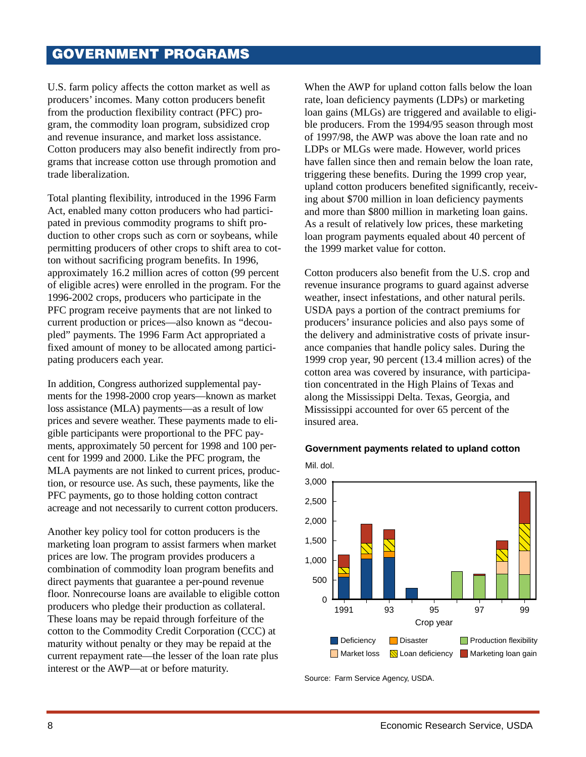## GOVERNMENT PROGRAMS

U.S. farm policy affects the cotton market as well as producers' incomes. Many cotton producers benefit from the production flexibility contract (PFC) program, the commodity loan program, subsidized crop and revenue insurance, and market loss assistance. Cotton producers may also benefit indirectly from programs that increase cotton use through promotion and trade liberalization.

Total planting flexibility, introduced in the 1996 Farm Act, enabled many cotton producers who had participated in previous commodity programs to shift production to other crops such as corn or soybeans, while permitting producers of other crops to shift area to cotton without sacrificing program benefits. In 1996, approximately 16.2 million acres of cotton (99 percent of eligible acres) were enrolled in the program. For the 1996-2002 crops, producers who participate in the PFC program receive payments that are not linked to current production or prices—also known as "decoupled" payments. The 1996 Farm Act appropriated a fixed amount of money to be allocated among participating producers each year.

In addition, Congress authorized supplemental payments for the 1998-2000 crop years—known as market loss assistance (MLA) payments—as a result of low prices and severe weather. These payments made to eligible participants were proportional to the PFC payments, approximately 50 percent for 1998 and 100 percent for 1999 and 2000. Like the PFC program, the MLA payments are not linked to current prices, production, or resource use. As such, these payments, like the PFC payments, go to those holding cotton contract acreage and not necessarily to current cotton producers.

Another key policy tool for cotton producers is the marketing loan program to assist farmers when market prices are low. The program provides producers a combination of commodity loan program benefits and direct payments that guarantee a per-pound revenue floor. Nonrecourse loans are available to eligible cotton producers who pledge their production as collateral. These loans may be repaid through forfeiture of the cotton to the Commodity Credit Corporation (CCC) at maturity without penalty or they may be repaid at the current repayment rate—the lesser of the loan rate plus interest or the AWP—at or before maturity.

When the AWP for upland cotton falls below the loan rate, loan deficiency payments (LDPs) or marketing loan gains (MLGs) are triggered and available to eligible producers. From the 1994/95 season through most of 1997/98, the AWP was above the loan rate and no LDPs or MLGs were made. However, world prices have fallen since then and remain below the loan rate, triggering these benefits. During the 1999 crop year, upland cotton producers benefited significantly, receiving about $700 million in loan deficiency payments and more than $800 million in marketing loan gains. As a result of relatively low prices, these marketing loan program payments equaled about 40 percent of the 1999 market value for cotton.

Cotton producers also benefit from the U.S. crop and revenue insurance programs to guard against adverse weather, insect infestations, and other natural perils. USDA pays a portion of the contract premiums for producers' insurance policies and also pays some of the delivery and administrative costs of private insurance companies that handle policy sales. During the 1999 crop year, 90 percent (13.4 million acres) of the cotton area was covered by insurance, with participation concentrated in the High Plains of Texas and along the Mississippi Delta. Texas, Georgia, and Mississippi accounted for over 65 percent of the insured area.

**Government payments related to upland cotton**

Source: Farm Service Agency, USDA.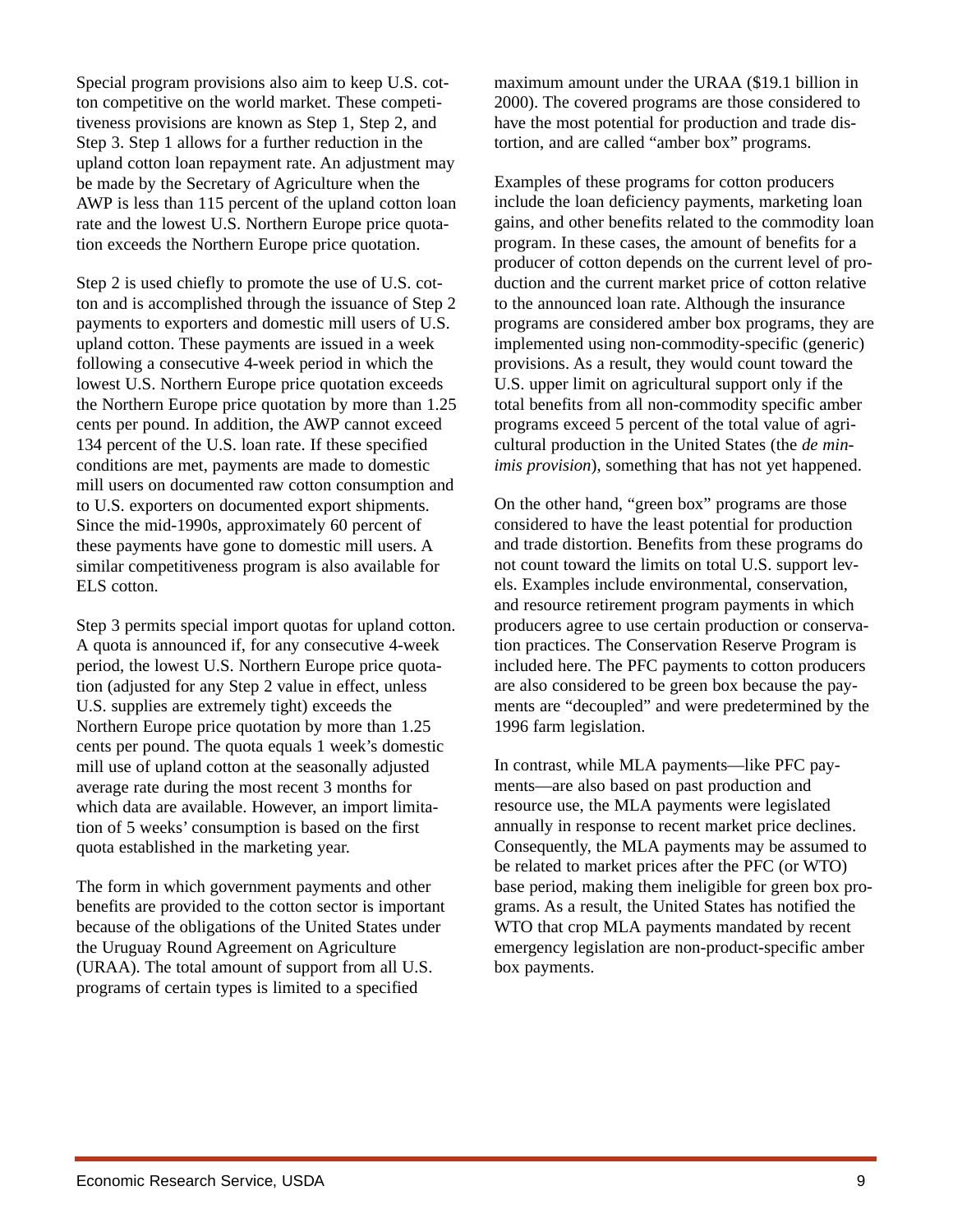Special program provisions also aim to keep U.S. cotton competitive on the world market. These competitiveness provisions are known as Step 1, Step 2, and Step 3. Step 1 allows for a further reduction in the upland cotton loan repayment rate. An adjustment may be made by the Secretary of Agriculture when the AWP is less than 115 percent of the upland cotton loan rate and the lowest U.S. Northern Europe price quotation exceeds the Northern Europe price quotation.

Step 2 is used chiefly to promote the use of U.S. cotton and is accomplished through the issuance of Step 2 payments to exporters and domestic mill users of U.S. upland cotton. These payments are issued in a week following a consecutive 4-week period in which the lowest U.S. Northern Europe price quotation exceeds the Northern Europe price quotation by more than 1.25 cents per pound. In addition, the AWP cannot exceed 134 percent of the U.S. loan rate. If these specified conditions are met, payments are made to domestic mill users on documented raw cotton consumption and to U.S. exporters on documented export shipments. Since the mid-1990s, approximately 60 percent of these payments have gone to domestic mill users. A similar competitiveness program is also available for ELS cotton.

Step 3 permits special import quotas for upland cotton. A quota is announced if, for any consecutive 4-week period, the lowest U.S. Northern Europe price quotation (adjusted for any Step 2 value in effect, unless U.S. supplies are extremely tight) exceeds the Northern Europe price quotation by more than 1.25 cents per pound. The quota equals 1 week's domestic mill use of upland cotton at the seasonally adjusted average rate during the most recent 3 months for which data are available. However, an import limitation of 5 weeks' consumption is based on the first quota established in the marketing year.

The form in which government payments and other benefits are provided to the cotton sector is important because of the obligations of the United States under the Uruguay Round Agreement on Agriculture (URAA). The total amount of support from all U.S. programs of certain types is limited to a specified maximum amount under the URAA ($19.1 billion in 2000). The covered programs are those considered to have the most potential for production and trade distortion, and are called "amber box" programs.

Examples of these programs for cotton producers include the loan deficiency payments, marketing loan gains, and other benefits related to the commodity loan program. In these cases, the amount of benefits for a producer of cotton depends on the current level of production and the current market price of cotton relative to the announced loan rate. Although the insurance programs are considered amber box programs, they are implemented using non-commodity-specific (generic) provisions. As a result, they would count toward the U.S. upper limit on agricultural support only if the total benefits from all non-commodity specific amber programs exceed 5 percent of the total value of agricultural production in the United States (the *de minimis provision*), something that has not yet happened.

On the other hand, "green box" programs are those considered to have the least potential for production and trade distortion. Benefits from these programs do not count toward the limits on total U.S. support levels. Examples include environmental, conservation, and resource retirement program payments in which producers agree to use certain production or conservation practices. The Conservation Reserve Program is included here. The PFC payments to cotton producers are also considered to be green box because the payments are "decoupled" and were predetermined by the 1996 farm legislation.

In contrast, while MLA payments—like PFC payments—are also based on past production and resource use, the MLA payments were legislated annually in response to recent market price declines. Consequently, the MLA payments may be assumed to be related to market prices after the PFC (or WTO) base period, making them ineligible for green box programs. As a result, the United States has notified the WTO that crop MLA payments mandated by recent emergency legislation are non-product-specific amber box payments.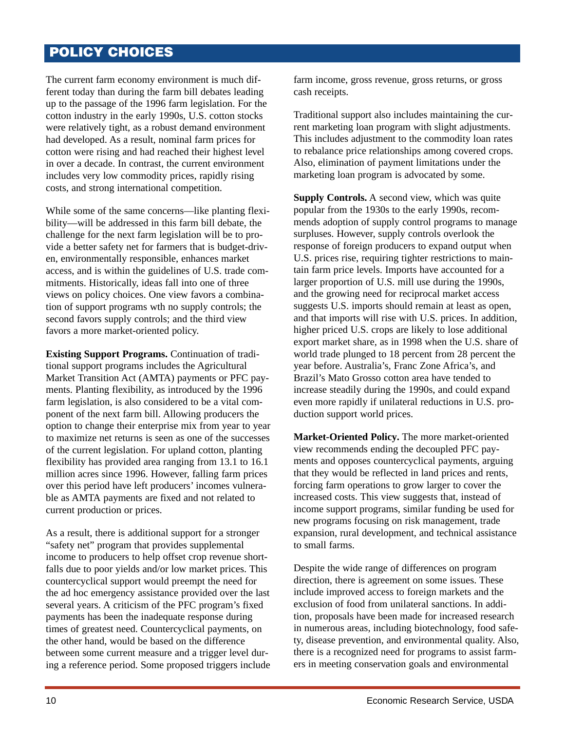## POLICY CHOICES

The current farm economy environment is much different today than during the farm bill debates leading up to the passage of the 1996 farm legislation. For the cotton industry in the early 1990s, U.S. cotton stocks were relatively tight, as a robust demand environment had developed. As a result, nominal farm prices for cotton were rising and had reached their highest level in over a decade. In contrast, the current environment includes very low commodity prices, rapidly rising costs, and strong international competition.

While some of the same concerns—like planting flexibility—will be addressed in this farm bill debate, the challenge for the next farm legislation will be to provide a better safety net for farmers that is budget-driven, environmentally responsible, enhances market access, and is within the guidelines of U.S. trade commitments. Historically, ideas fall into one of three views on policy choices. One view favors a combination of support programs wth no supply controls; the second favors supply controls; and the third view favors a more market-oriented policy.

**Existing Support Programs.** Continuation of traditional support programs includes the Agricultural Market Transition Act (AMTA) payments or PFC payments. Planting flexibility, as introduced by the 1996 farm legislation, is also considered to be a vital component of the next farm bill. Allowing producers the option to change their enterprise mix from year to year to maximize net returns is seen as one of the successes of the current legislation. For upland cotton, planting flexibility has provided area ranging from 13.1 to 16.1 million acres since 1996. However, falling farm prices over this period have left producers' incomes vulnerable as AMTA payments are fixed and not related to current production or prices.

As a result, there is additional support for a stronger "safety net" program that provides supplemental income to producers to help offset crop revenue shortfalls due to poor yields and/or low market prices. This countercyclical support would preempt the need for the ad hoc emergency assistance provided over the last several years. A criticism of the PFC program's fixed payments has been the inadequate response during times of greatest need. Countercyclical payments, on the other hand, would be based on the difference between some current measure and a trigger level during a reference period. Some proposed triggers include farm income, gross revenue, gross returns, or gross cash receipts.

Traditional support also includes maintaining the current marketing loan program with slight adjustments. This includes adjustment to the commodity loan rates to rebalance price relationships among covered crops. Also, elimination of payment limitations under the marketing loan program is advocated by some.

**Supply Controls.** A second view, which was quite popular from the 1930s to the early 1990s, recommends adoption of supply control programs to manage surpluses. However, supply controls overlook the response of foreign producers to expand output when U.S. prices rise, requiring tighter restrictions to maintain farm price levels. Imports have accounted for a larger proportion of U.S. mill use during the 1990s, and the growing need for reciprocal market access suggests U.S. imports should remain at least as open, and that imports will rise with U.S. prices. In addition, higher priced U.S. crops are likely to lose additional export market share, as in 1998 when the U.S. share of world trade plunged to 18 percent from 28 percent the year before. Australia's, Franc Zone Africa's, and Brazil's Mato Grosso cotton area have tended to increase steadily during the 1990s, and could expand even more rapidly if unilateral reductions in U.S. production support world prices.

**Market-Oriented Policy.** The more market-oriented view recommends ending the decoupled PFC payments and opposes countercyclical payments, arguing that they would be reflected in land prices and rents, forcing farm operations to grow larger to cover the increased costs. This view suggests that, instead of income support programs, similar funding be used for new programs focusing on risk management, trade expansion, rural development, and technical assistance to small farms.

Despite the wide range of differences on program direction, there is agreement on some issues. These include improved access to foreign markets and the exclusion of food from unilateral sanctions. In addition, proposals have been made for increased research in numerous areas, including biotechnology, food safety, disease prevention, and environmental quality. Also, there is a recognized need for programs to assist farmers in meeting conservation goals and environmental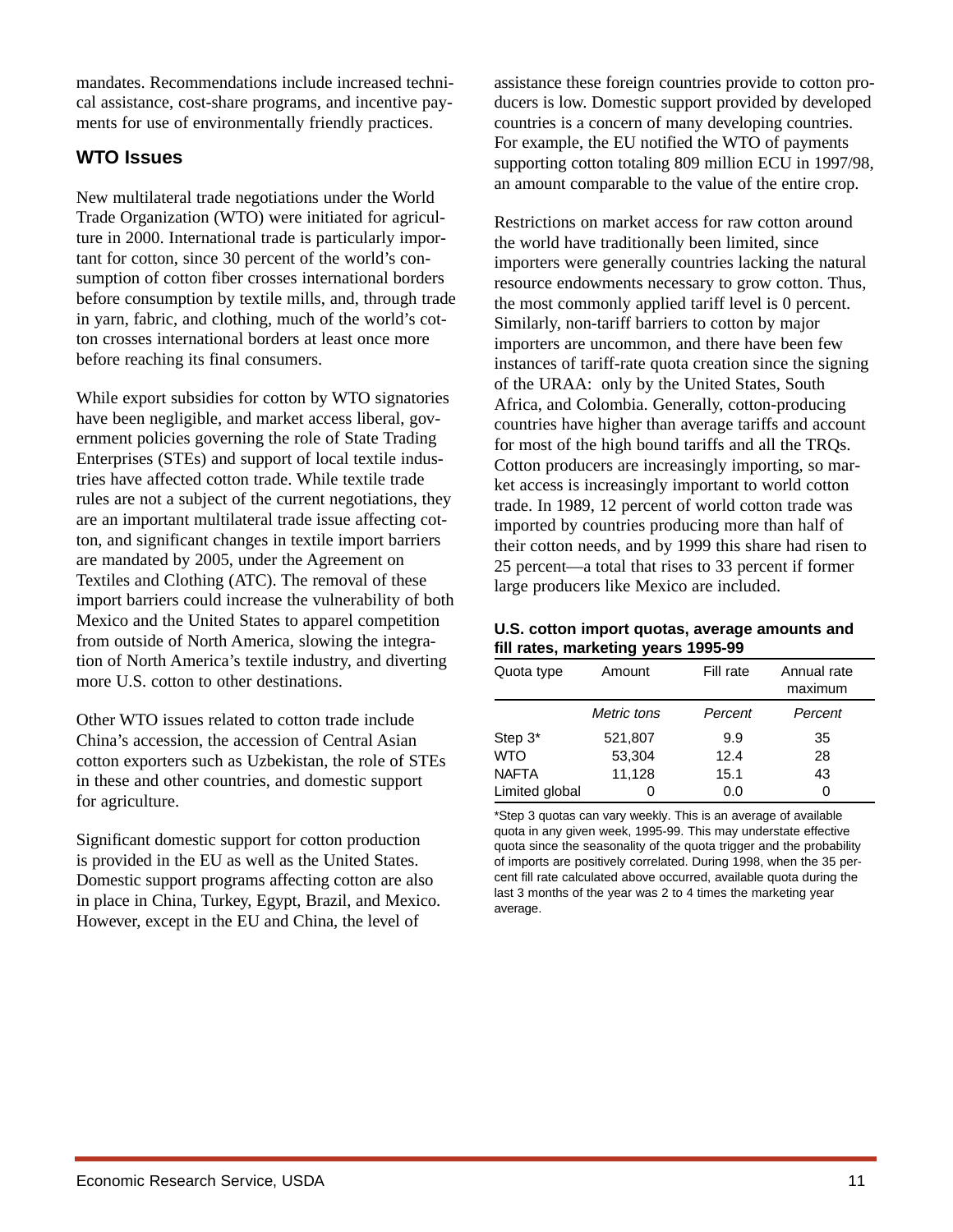mandates. Recommendations include increased technical assistance, cost-share programs, and incentive payments for use of environmentally friendly practices.

## WTO Issues

New multilateral trade negotiations under the World Trade Organization (WTO) were initiated for agriculture in 2000. International trade is particularly important for cotton, since 30 percent of the world's consumption of cotton fiber crosses international borders before consumption by textile mills, and, through trade in yarn, fabric, and clothing, much of the world's cotton crosses international borders at least once more before reaching its final consumers.

While export subsidies for cotton by WTO signatories have been negligible, and market access liberal, government policies governing the role of State Trading Enterprises (STEs) and support of local textile industries have affected cotton trade. While textile trade rules are not a subject of the current negotiations, they are an important multilateral trade issue affecting cotton, and significant changes in textile import barriers are mandated by 2005, under the Agreement on Textiles and Clothing (ATC). The removal of these import barriers could increase the vulnerability of both Mexico and the United States to apparel competition from outside of North America, slowing the integration of North America's textile industry, and diverting more U.S. cotton to other destinations.

Other WTO issues related to cotton trade include China's accession, the accession of Central Asian cotton exporters such as Uzbekistan, the role of STEs in these and other countries, and domestic support for agriculture.

Significant domestic support for cotton production is provided in the EU as well as the United States. Domestic support programs affecting cotton are also in place in China, Turkey, Egypt, Brazil, and Mexico. However, except in the EU and China, the level of assistance these foreign countries provide to cotton producers is low. Domestic support provided by developed countries is a concern of many developing countries. For example, the EU notified the WTO of payments supporting cotton totaling 809 million ECU in 1997/98, an amount comparable to the value of the entire crop.

Restrictions on market access for raw cotton around the world have traditionally been limited, since importers were generally countries lacking the natural resource endowments necessary to grow cotton. Thus, the most commonly applied tariff level is 0 percent. Similarly, non-tariff barriers to cotton by major importers are uncommon, and there have been few instances of tariff-rate quota creation since the signing of the URAA: only by the United States, South Africa, and Colombia. Generally, cotton-producing countries have higher than average tariffs and account for most of the high bound tariffs and all the TRQs. Cotton producers are increasingly importing, so market access is increasingly important to world cotton trade. In 1989, 12 percent of world cotton trade was imported by countries producing more than half of their cotton needs, and by 1999 this share had risen to 25 percent—a total that rises to 33 percent if former large producers like Mexico are included.

**U.S. cotton import quotas, average amounts and fill rates, marketing years 1995-99**

| Quota type | Amount | Fill rate | Annual rate maximum |
|---|---|---|---|
| | *Metric tons* | *Percent* | *Percent* |
| Step 3* | 521,807 | 9.9 | 35 |
| WTO | 53,304 | 12.4 | 28 |
| NAFTA | 11,128 | 15.1 | 43 |
| Limited global | 0 | 0.0 | 0 |

*Step 3 quotas can vary weekly. This is an average of available quota in any given week, 1995-99. This may understate effective quota since the seasonality of the quota trigger and the probability of imports are positively correlated. During 1998, when the 35 percent fill rate calculated above occurred, available quota during the last 3 months of the year was 2 to 4 times the marketing year average.